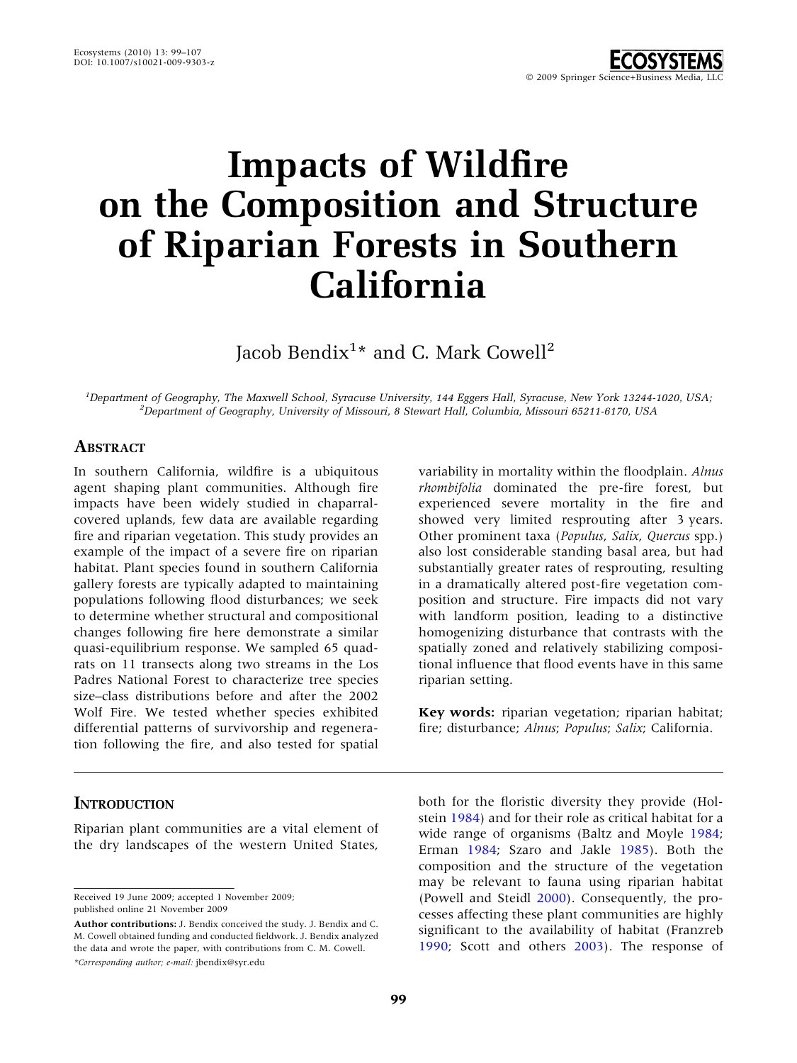# Impacts of Wildfire on the Composition and Structure of Riparian Forests in Southern California

Jacob Bendix[1]* and C. Mark Cowell[2]

[1]Department of Geography, The Maxwell School, Syracuse University, 144 Eggers Hall, Syracuse, New York 13244-1020, USA; [2]Department of Geography, University of Missouri, 8 Stewart Hall, Columbia, Missouri 65211-6170, USA

## Abstract

In southern California, wildfire is a ubiquitous agent shaping plant communities. Although fire impacts have been widely studied in chaparral-covered uplands, few data are available regarding fire and riparian vegetation. This study provides an example of the impact of a severe fire on riparian habitat. Plant species found in southern California gallery forests are typically adapted to maintaining populations following flood disturbances; we seek to determine whether structural and compositional changes following fire here demonstrate a similar quasi-equilibrium response. We sampled 65 quadrats on 11 transects along two streams in the Los Padres National Forest to characterize tree species size–class distributions before and after the 2002 Wolf Fire. We tested whether species exhibited differential patterns of survivorship and regeneration following the fire, and also tested for spatial variability in mortality within the floodplain. *Alnus rhombifolia* dominated the pre-fire forest, but experienced severe mortality in the fire and showed very limited resprouting after 3 years. Other prominent taxa (*Populus*, *Salix*, *Quercus* spp.) also lost considerable standing basal area, but had substantially greater rates of resprouting, resulting in a dramatically altered post-fire vegetation composition and structure. Fire impacts did not vary with landform position, leading to a distinctive homogenizing disturbance that contrasts with the spatially zoned and relatively stabilizing compositional influence that flood events have in this same riparian setting.

**Key words:** riparian vegetation; riparian habitat; fire; disturbance; *Alnus*; *Populus*; *Salix*; California.

## Introduction

Riparian plant communities are a vital element of the dry landscapes of the western United States, both for the floristic diversity they provide (Holstein 1984) and for their role as critical habitat for a wide range of organisms (Baltz and Moyle 1984; Erman 1984; Szaro and Jakle 1985). Both the composition and the structure of the vegetation may be relevant to fauna using riparian habitat (Powell and Steidl 2000). Consequently, the processes affecting these plant communities are highly significant to the availability of habitat (Franzreb 1990; Scott and others 2003). The response of

Received 19 June 2009; accepted 1 November 2009; published online 21 November 2009

**Author contributions:** J. Bendix conceived the study. J. Bendix and C. M. Cowell obtained funding and conducted fieldwork. J. Bendix analyzed the data and wrote the paper, with contributions from C. M. Cowell.

*Corresponding author; e-mail: jbendix@syr.edu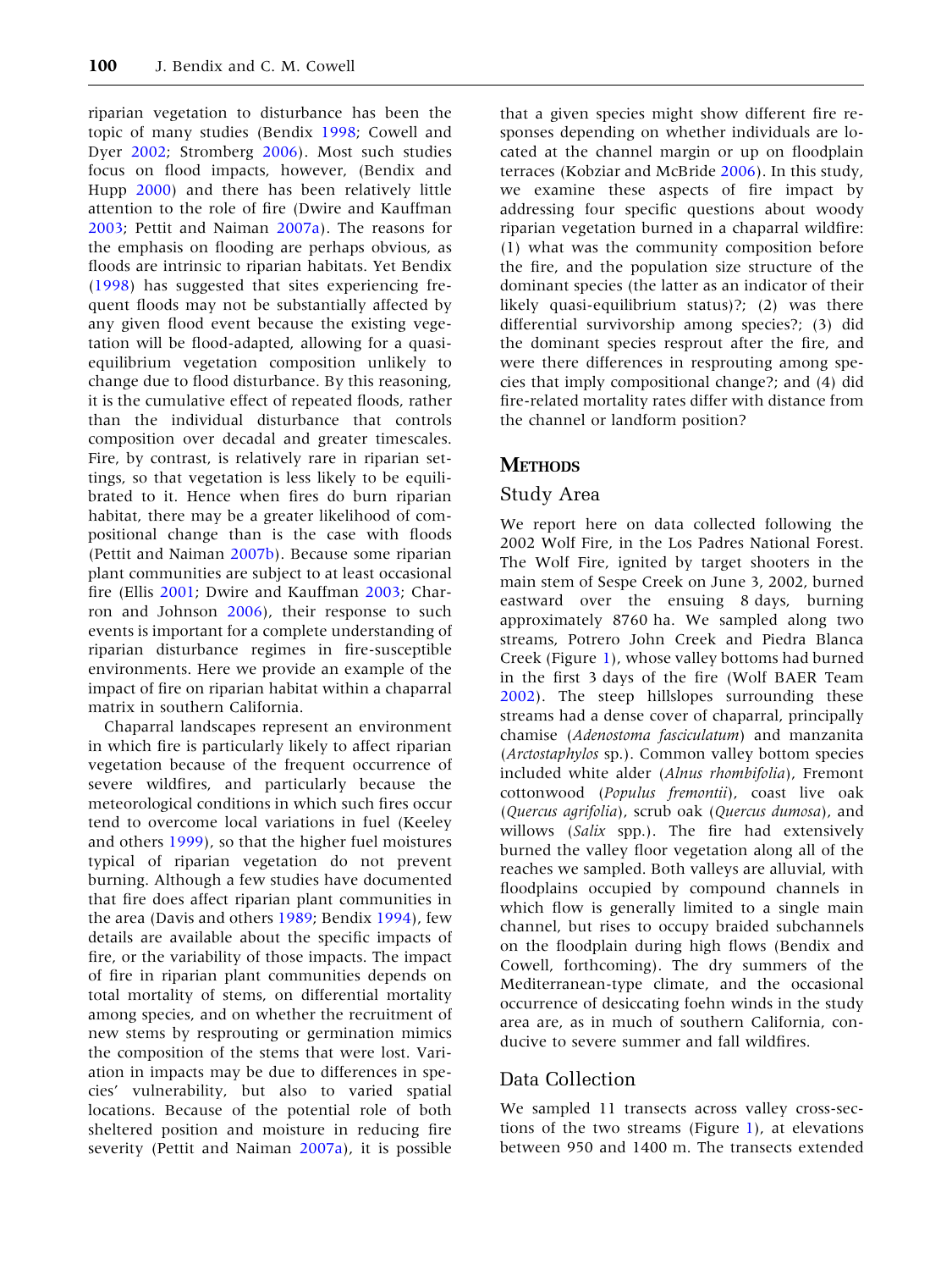riparian vegetation to disturbance has been the topic of many studies (Bendix 1998; Cowell and Dyer 2002; Stromberg 2006). Most such studies focus on flood impacts, however, (Bendix and Hupp 2000) and there has been relatively little attention to the role of fire (Dwire and Kauffman 2003; Pettit and Naiman 2007a). The reasons for the emphasis on flooding are perhaps obvious, as floods are intrinsic to riparian habitats. Yet Bendix (1998) has suggested that sites experiencing frequent floods may not be substantially affected by any given flood event because the existing vegetation will be flood-adapted, allowing for a quasi-equilibrium vegetation composition unlikely to change due to flood disturbance. By this reasoning, it is the cumulative effect of repeated floods, rather than the individual disturbance that controls composition over decadal and greater timescales. Fire, by contrast, is relatively rare in riparian settings, so that vegetation is less likely to be equilibrated to it. Hence when fires do burn riparian habitat, there may be a greater likelihood of compositional change than is the case with floods (Pettit and Naiman 2007b). Because some riparian plant communities are subject to at least occasional fire (Ellis 2001; Dwire and Kauffman 2003; Charron and Johnson 2006), their response to such events is important for a complete understanding of riparian disturbance regimes in fire-susceptible environments. Here we provide an example of the impact of fire on riparian habitat within a chaparral matrix in southern California.

Chaparral landscapes represent an environment in which fire is particularly likely to affect riparian vegetation because of the frequent occurrence of severe wildfires, and particularly because the meteorological conditions in which such fires occur tend to overcome local variations in fuel (Keeley and others 1999), so that the higher fuel moistures typical of riparian vegetation do not prevent burning. Although a few studies have documented that fire does affect riparian plant communities in the area (Davis and others 1989; Bendix 1994), few details are available about the specific impacts of fire, or the variability of those impacts. The impact of fire in riparian plant communities depends on total mortality of stems, on differential mortality among species, and on whether the recruitment of new stems by resprouting or germination mimics the composition of the stems that were lost. Variation in impacts may be due to differences in species' vulnerability, but also to varied spatial locations. Because of the potential role of both sheltered position and moisture in reducing fire severity (Pettit and Naiman 2007a), it is possible that a given species might show different fire responses depending on whether individuals are located at the channel margin or up on floodplain terraces (Kobziar and McBride 2006). In this study, we examine these aspects of fire impact by addressing four specific questions about woody riparian vegetation burned in a chaparral wildfire: (1) what was the community composition before the fire, and the population size structure of the dominant species (the latter as an indicator of their likely quasi-equilibrium status)?; (2) was there differential survivorship among species?; (3) did the dominant species resprout after the fire, and were there differences in resprouting among species that imply compositional change?; and (4) did fire-related mortality rates differ with distance from the channel or landform position?

## Methods

### Study Area

We report here on data collected following the 2002 Wolf Fire, in the Los Padres National Forest. The Wolf Fire, ignited by target shooters in the main stem of Sespe Creek on June 3, 2002, burned eastward over the ensuing 8 days, burning approximately 8760 ha. We sampled along two streams, Potrero John Creek and Piedra Blanca Creek (Figure 1), whose valley bottoms had burned in the first 3 days of the fire (Wolf BAER Team 2002). The steep hillslopes surrounding these streams had a dense cover of chaparral, principally chamise (*Adenostoma fasciculatum*) and manzanita (*Arctostaphylos* sp.). Common valley bottom species included white alder (*Alnus rhombifolia*), Fremont cottonwood (*Populus fremontii*), coast live oak (*Quercus agrifolia*), scrub oak (*Quercus dumosa*), and willows (*Salix* spp.). The fire had extensively burned the valley floor vegetation along all of the reaches we sampled. Both valleys are alluvial, with floodplains occupied by compound channels in which flow is generally limited to a single main channel, but rises to occupy braided subchannels on the floodplain during high flows (Bendix and Cowell, forthcoming). The dry summers of the Mediterranean-type climate, and the occasional occurrence of desiccating foehn winds in the study area are, as in much of southern California, conducive to severe summer and fall wildfires.

### Data Collection

We sampled 11 transects across valley cross-sections of the two streams (Figure 1), at elevations between 950 and 1400 m. The transects extended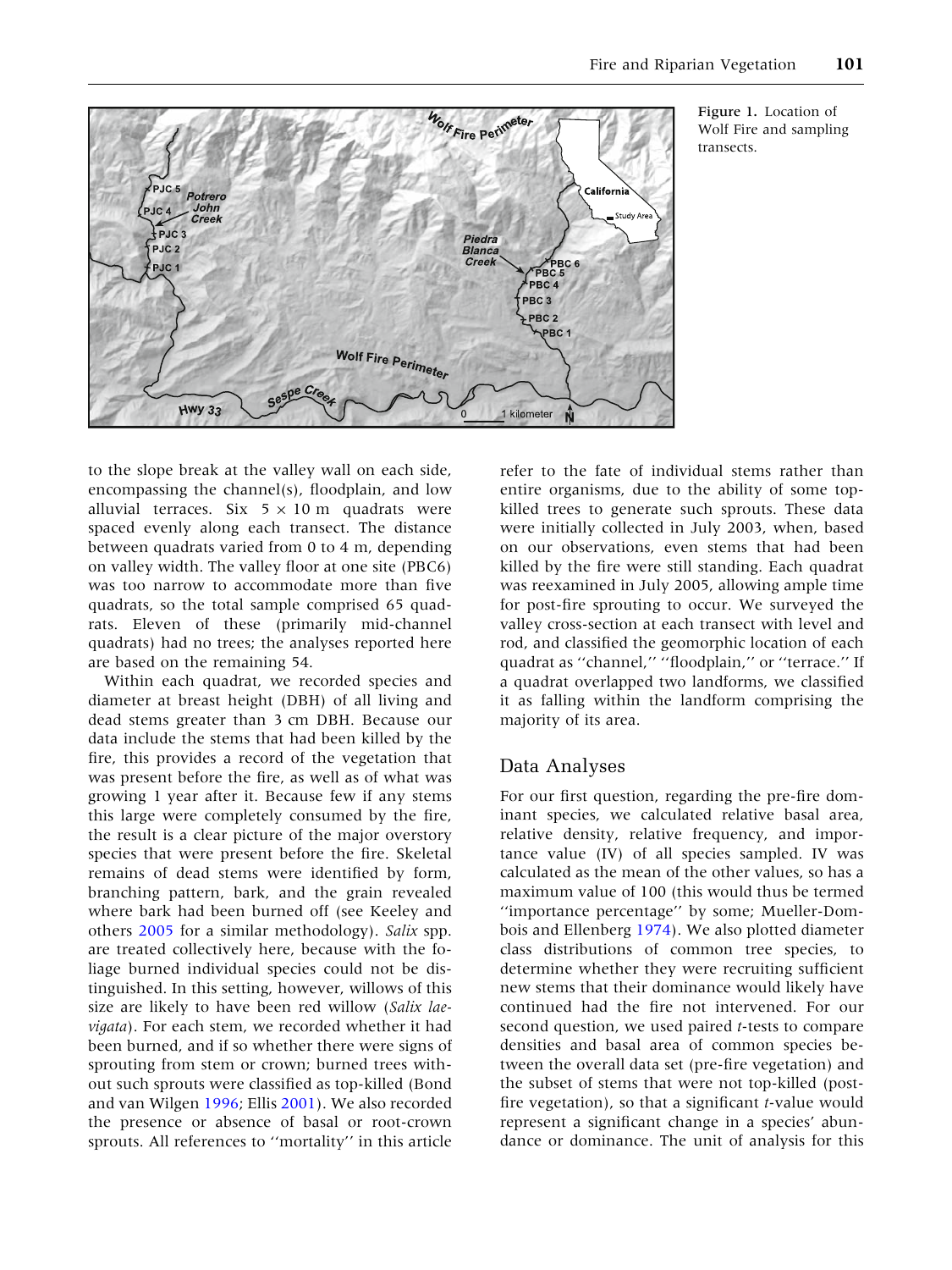Figure 1. Location of Wolf Fire and sampling transects.

to the slope break at the valley wall on each side, encompassing the channel(s), floodplain, and low alluvial terraces. Six 5 × 10 m quadrats were spaced evenly along each transect. The distance between quadrats varied from 0 to 4 m, depending on valley width. The valley floor at one site (PBC6) was too narrow to accommodate more than five quadrats, so the total sample comprised 65 quadrats. Eleven of these (primarily mid-channel quadrats) had no trees; the analyses reported here are based on the remaining 54.

Within each quadrat, we recorded species and diameter at breast height (DBH) of all living and dead stems greater than 3 cm DBH. Because our data include the stems that had been killed by the fire, this provides a record of the vegetation that was present before the fire, as well as of what was growing 1 year after it. Because few if any stems this large were completely consumed by the fire, the result is a clear picture of the major overstory species that were present before the fire. Skeletal remains of dead stems were identified by form, branching pattern, bark, and the grain revealed where bark had been burned off (see Keeley and others 2005 for a similar methodology). *Salix* spp. are treated collectively here, because with the foliage burned individual species could not be distinguished. In this setting, however, willows of this size are likely to have been red willow (*Salix laevigata*). For each stem, we recorded whether it had been burned, and if so whether there were signs of sprouting from stem or crown; burned trees without such sprouts were classified as top-killed (Bond and van Wilgen 1996; Ellis 2001). We also recorded the presence or absence of basal or root-crown sprouts. All references to ''mortality'' in this article refer to the fate of individual stems rather than entire organisms, due to the ability of some top-killed trees to generate such sprouts. These data were initially collected in July 2003, when, based on our observations, even stems that had been killed by the fire were still standing. Each quadrat was reexamined in July 2005, allowing ample time for post-fire sprouting to occur. We surveyed the valley cross-section at each transect with level and rod, and classified the geomorphic location of each quadrat as ''channel,'' ''floodplain,'' or ''terrace.'' If a quadrat overlapped two landforms, we classified it as falling within the landform comprising the majority of its area.

## Data Analyses

For our first question, regarding the pre-fire dominant species, we calculated relative basal area, relative density, relative frequency, and importance value (IV) of all species sampled. IV was calculated as the mean of the other values, so has a maximum value of 100 (this would thus be termed ''importance percentage'' by some; Mueller-Dombois and Ellenberg 1974). We also plotted diameter class distributions of common tree species, to determine whether they were recruiting sufficient new stems that their dominance would likely have continued had the fire not intervened. For our second question, we used paired *t*-tests to compare densities and basal area of common species between the overall data set (pre-fire vegetation) and the subset of stems that were not top-killed (post-fire vegetation), so that a significant *t*-value would represent a significant change in a species' abundance or dominance. The unit of analysis for this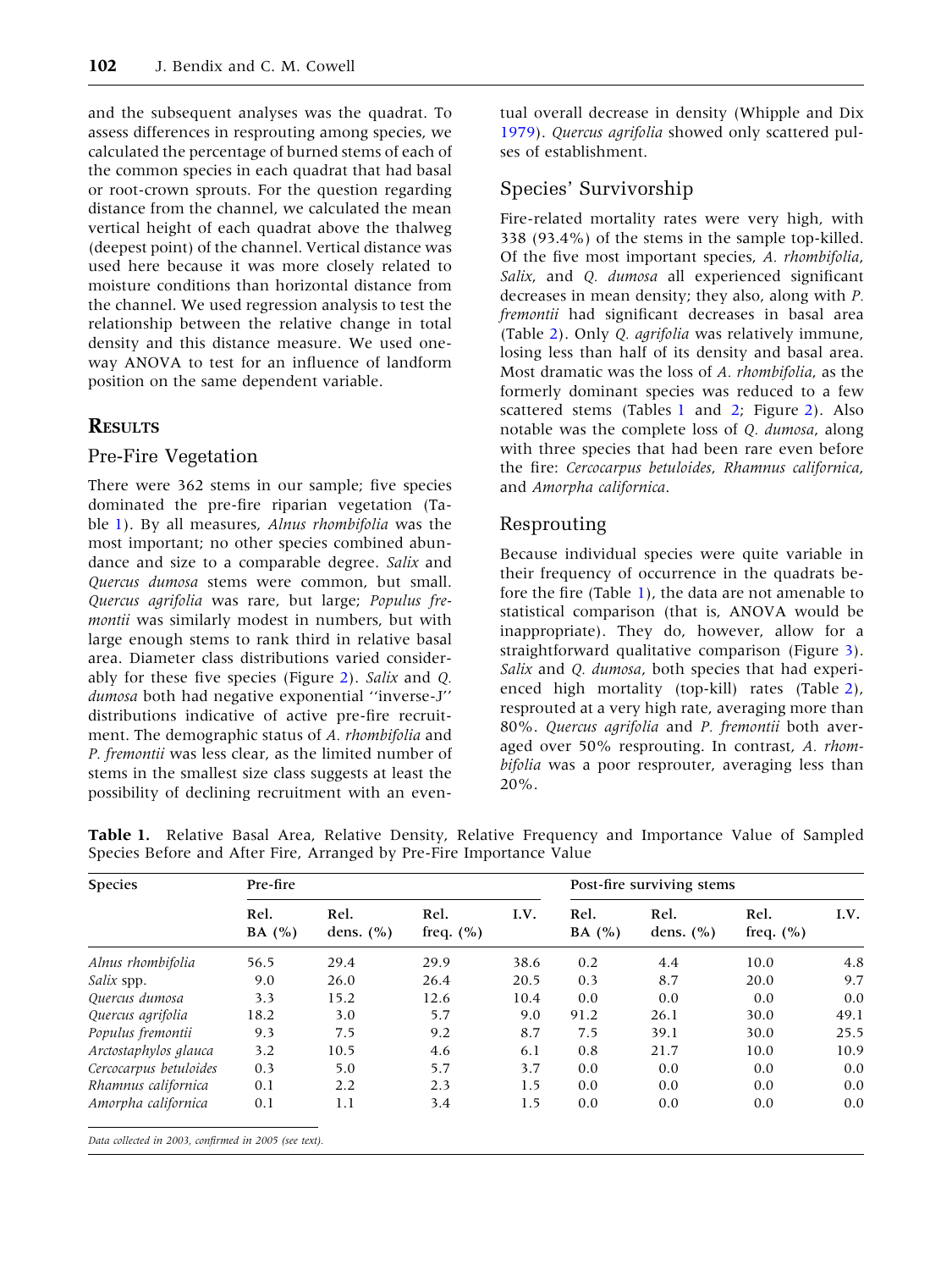and the subsequent analyses was the quadrat. To assess differences in resprouting among species, we calculated the percentage of burned stems of each of the common species in each quadrat that had basal or root-crown sprouts. For the question regarding distance from the channel, we calculated the mean vertical height of each quadrat above the thalweg (deepest point) of the channel. Vertical distance was used here because it was more closely related to moisture conditions than horizontal distance from the channel. We used regression analysis to test the relationship between the relative change in total density and this distance measure. We used one-way ANOVA to test for an influence of landform position on the same dependent variable.

## RESULTS

### Pre-Fire Vegetation

There were 362 stems in our sample; five species dominated the pre-fire riparian vegetation (Table 1). By all measures, *Alnus rhombifolia* was the most important; no other species combined abundance and size to a comparable degree. *Salix* and *Quercus dumosa* stems were common, but small. *Quercus agrifolia* was rare, but large; *Populus fremontii* was similarly modest in numbers, but with large enough stems to rank third in relative basal area. Diameter class distributions varied considerably for these five species (Figure 2). *Salix* and *Q. dumosa* both had negative exponential ''inverse-J'' distributions indicative of active pre-fire recruitment. The demographic status of *A. rhombifolia* and *P. fremontii* was less clear, as the limited number of stems in the smallest size class suggests at least the possibility of declining recruitment with an eventual overall decrease in density (Whipple and Dix 1979). *Quercus agrifolia* showed only scattered pulses of establishment.

### Species' Survivorship

Fire-related mortality rates were very high, with 338 (93.4%) of the stems in the sample top-killed. Of the five most important species, *A. rhombifolia*, *Salix*, and *Q. dumosa* all experienced significant decreases in mean density; they also, along with *P. fremontii* had significant decreases in basal area (Table 2). Only *Q. agrifolia* was relatively immune, losing less than half of its density and basal area. Most dramatic was the loss of *A. rhombifolia*, as the formerly dominant species was reduced to a few scattered stems (Tables 1 and 2; Figure 2). Also notable was the complete loss of *Q. dumosa*, along with three species that had been rare even before the fire: *Cercocarpus betuloides*, *Rhamnus californica*, and *Amorpha californica*.

### Resprouting

Because individual species were quite variable in their frequency of occurrence in the quadrats before the fire (Table 1), the data are not amenable to statistical comparison (that is, ANOVA would be inappropriate). They do, however, allow for a straightforward qualitative comparison (Figure 3). *Salix* and *Q. dumosa*, both species that had experienced high mortality (top-kill) rates (Table 2), resprouted at a very high rate, averaging more than 80%. *Quercus agrifolia* and *P. fremontii* both averaged over 50% resprouting. In contrast, *A. rhombifolia* was a poor resprouter, averaging less than 20%.

**Table 1.** Relative Basal Area, Relative Density, Relative Frequency and Importance Value of Sampled Species Before and After Fire, Arranged by Pre-Fire Importance Value

| Species | Pre-fire | | | | Post-fire surviving stems | | | |
|---|---|---|---|---|---|---|---|---|
| | Rel. BA (%) | Rel. dens. (%) | Rel. freq. (%) | I.V. | Rel. BA (%) | Rel. dens. (%) | Rel. freq. (%) | I.V. |
| *Alnus rhombifolia* | 56.5 | 29.4 | 29.9 | 38.6 | 0.2 | 4.4 | 10.0 | 4.8 |
| *Salix* spp. | 9.0 | 26.0 | 26.4 | 20.5 | 0.3 | 8.7 | 20.0 | 9.7 |
| *Quercus dumosa* | 3.3 | 15.2 | 12.6 | 10.4 | 0.0 | 0.0 | 0.0 | 0.0 |
| *Quercus agrifolia* | 18.2 | 3.0 | 5.7 | 9.0 | 91.2 | 26.1 | 30.0 | 49.1 |
| *Populus fremontii* | 9.3 | 7.5 | 9.2 | 8.7 | 7.5 | 39.1 | 30.0 | 25.5 |
| *Arctostaphylos glauca* | 3.2 | 10.5 | 4.6 | 6.1 | 0.8 | 21.7 | 10.0 | 10.9 |
| *Cercocarpus betuloides* | 0.3 | 5.0 | 5.7 | 3.7 | 0.0 | 0.0 | 0.0 | 0.0 |
| *Rhamnus californica* | 0.1 | 2.2 | 2.3 | 1.5 | 0.0 | 0.0 | 0.0 | 0.0 |
| *Amorpha californica* | 0.1 | 1.1 | 3.4 | 1.5 | 0.0 | 0.0 | 0.0 | 0.0 |

*Data collected in 2003, confirmed in 2005 (see text).*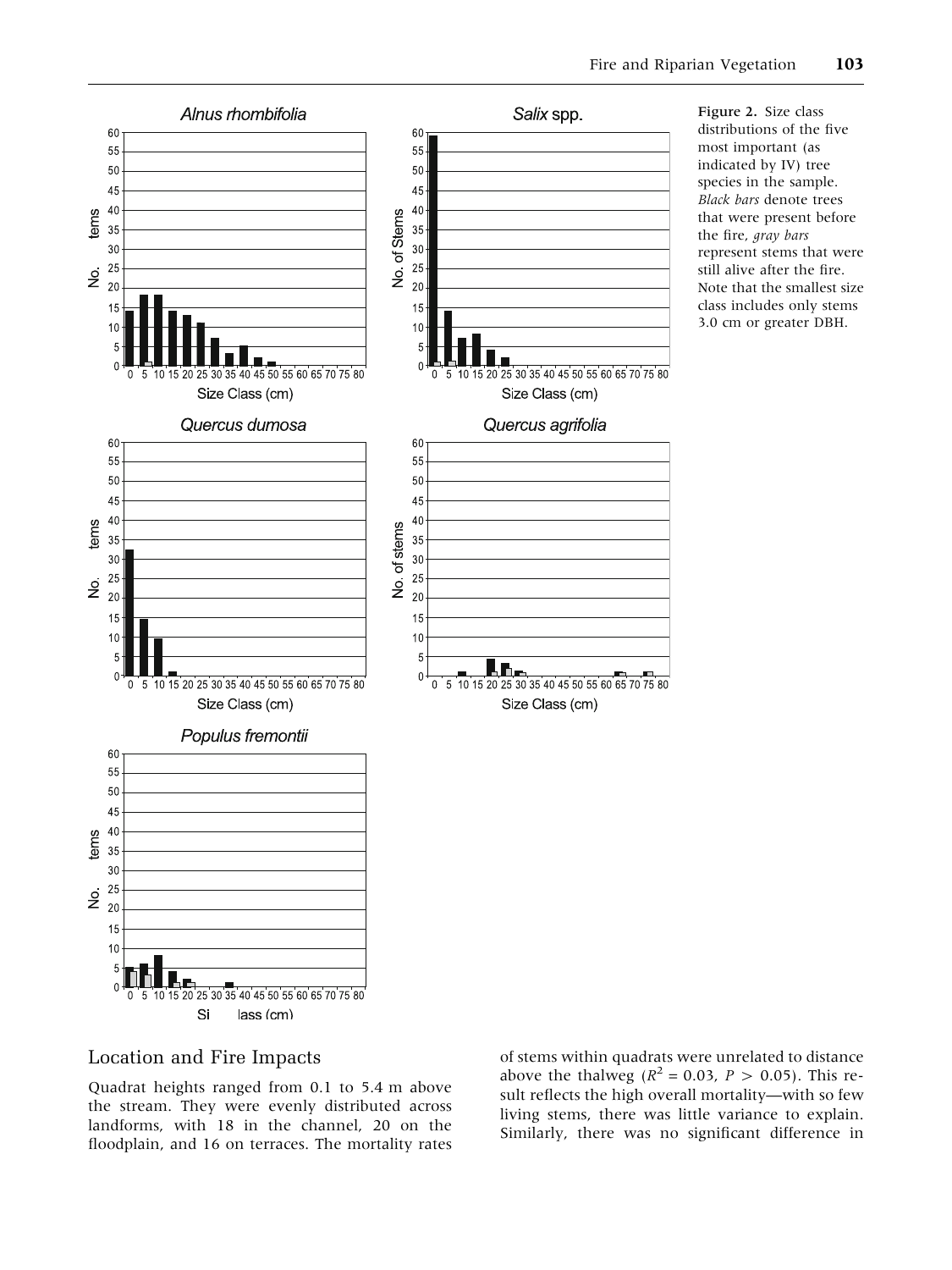Figure 2. Size class distributions of the five most important (as indicated by IV) tree species in the sample. *Black bars* denote trees that were present before the fire, *gray bars* represent stems that were still alive after the fire. Note that the smallest size class includes only stems 3.0 cm or greater DBH.

## Location and Fire Impacts

Quadrat heights ranged from 0.1 to 5.4 m above the stream. They were evenly distributed across landforms, with 18 in the channel, 20 on the floodplain, and 16 on terraces. The mortality rates of stems within quadrats were unrelated to distance above the thalweg ($R^2 = 0.03$, $P > 0.05$). This result reflects the high overall mortality—with so few living stems, there was little variance to explain. Similarly, there was no significant difference in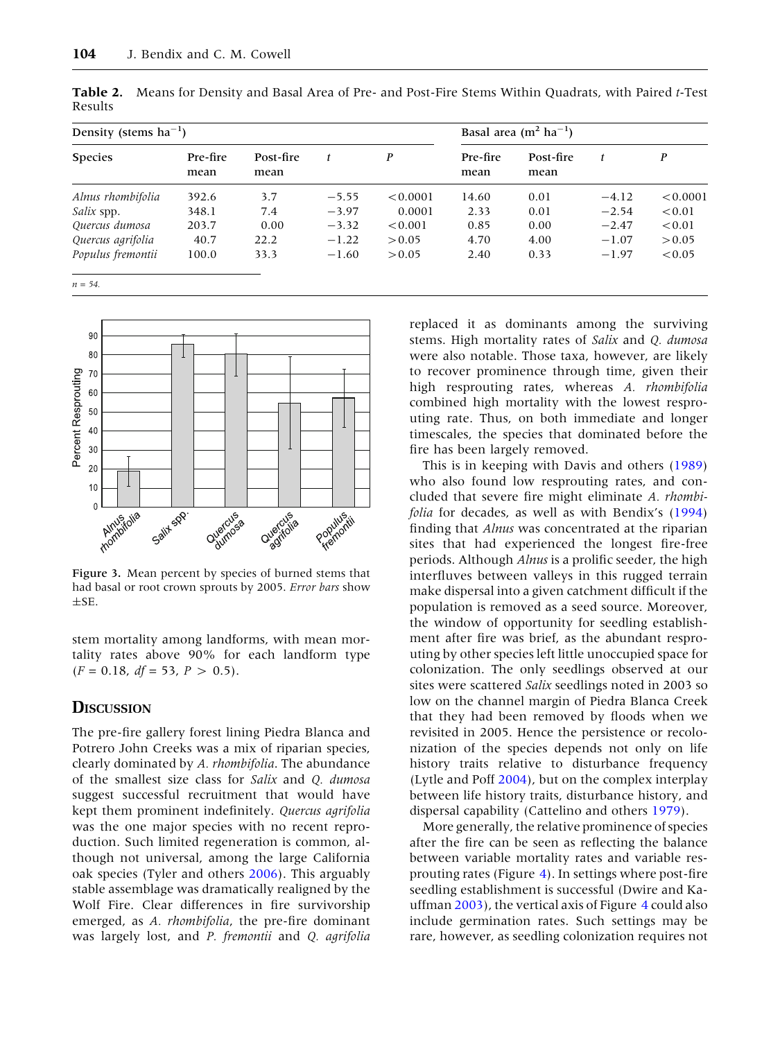**Table 2.** Means for Density and Basal Area of Pre- and Post-Fire Stems Within Quadrats, with Paired *t*-Test Results

| | Density (stems $ha^{-1}$) | | | | Basal area ($m^2$ $ha^{-1}$) | | | |
|---|---|---|---|---|---|---|---|---|
| Species | Pre-fire mean | Post-fire mean | *t* | *P* | Pre-fire mean | Post-fire mean | *t* | *P* |
| *Alnus rhombifolia* | 392.6 | 3.7 | −5.55 | <0.0001 | 14.60 | 0.01 | −4.12 | <0.0001 |
| *Salix* spp. | 348.1 | 7.4 | −3.97 | 0.0001 | 2.33 | 0.01 | −2.54 | <0.01 |
| *Quercus dumosa* | 203.7 | 0.00 | −3.32 | <0.001 | 0.85 | 0.00 | −2.47 | <0.01 |
| *Quercus agrifolia* | 40.7 | 22.2 | −1.22 | >0.05 | 4.70 | 4.00 | −1.07 | >0.05 |
| *Populus fremontii* | 100.0 | 33.3 | −1.60 | >0.05 | 2.40 | 0.33 | −1.97 | <0.05 |

*n* = 54.

**Figure 3.** Mean percent by species of burned stems that had basal or root crown sprouts by 2005. *Error bars* show ±SE.

stem mortality among landforms, with mean mortality rates above 90% for each landform type ($F = 0.18$, $df = 53$, $P > 0.5$).

## Discussion

The pre-fire gallery forest lining Piedra Blanca and Potrero John Creeks was a mix of riparian species, clearly dominated by *A. rhombifolia*. The abundance of the smallest size class for *Salix* and *Q. dumosa* suggest successful recruitment that would have kept them prominent indefinitely. *Quercus agrifolia* was the one major species with no recent reproduction. Such limited regeneration is common, although not universal, among the large California oak species (Tyler and others 2006). This arguably stable assemblage was dramatically realigned by the Wolf Fire. Clear differences in fire survivorship emerged, as *A. rhombifolia*, the pre-fire dominant was largely lost, and *P. fremontii* and *Q. agrifolia* replaced it as dominants among the surviving stems. High mortality rates of *Salix* and *Q. dumosa* were also notable. Those taxa, however, are likely to recover prominence through time, given their high resprouting rates, whereas *A. rhombifolia* combined high mortality with the lowest resprouting rate. Thus, on both immediate and longer timescales, the species that dominated before the fire has been largely removed.

This is in keeping with Davis and others (1989) who also found low resprouting rates, and concluded that severe fire might eliminate *A. rhombifolia* for decades, as well as with Bendix's (1994) finding that *Alnus* was concentrated at the riparian sites that had experienced the longest fire-free periods. Although *Alnus* is a prolific seeder, the high interfluves between valleys in this rugged terrain make dispersal into a given catchment difficult if the population is removed as a seed source. Moreover, the window of opportunity for seedling establishment after fire was brief, as the abundant resprouting by other species left little unoccupied space for colonization. The only seedlings observed at our sites were scattered *Salix* seedlings noted in 2003 so low on the channel margin of Piedra Blanca Creek that they had been removed by floods when we revisited in 2005. Hence the persistence or recolonization of the species depends not only on life history traits relative to disturbance frequency (Lytle and Poff 2004), but on the complex interplay between life history traits, disturbance history, and dispersal capability (Cattelino and others 1979).

More generally, the relative prominence of species after the fire can be seen as reflecting the balance between variable mortality rates and variable resprouting rates (Figure 4). In settings where post-fire seedling establishment is successful (Dwire and Kauffman 2003), the vertical axis of Figure 4 could also include germination rates. Such settings may be rare, however, as seedling colonization requires not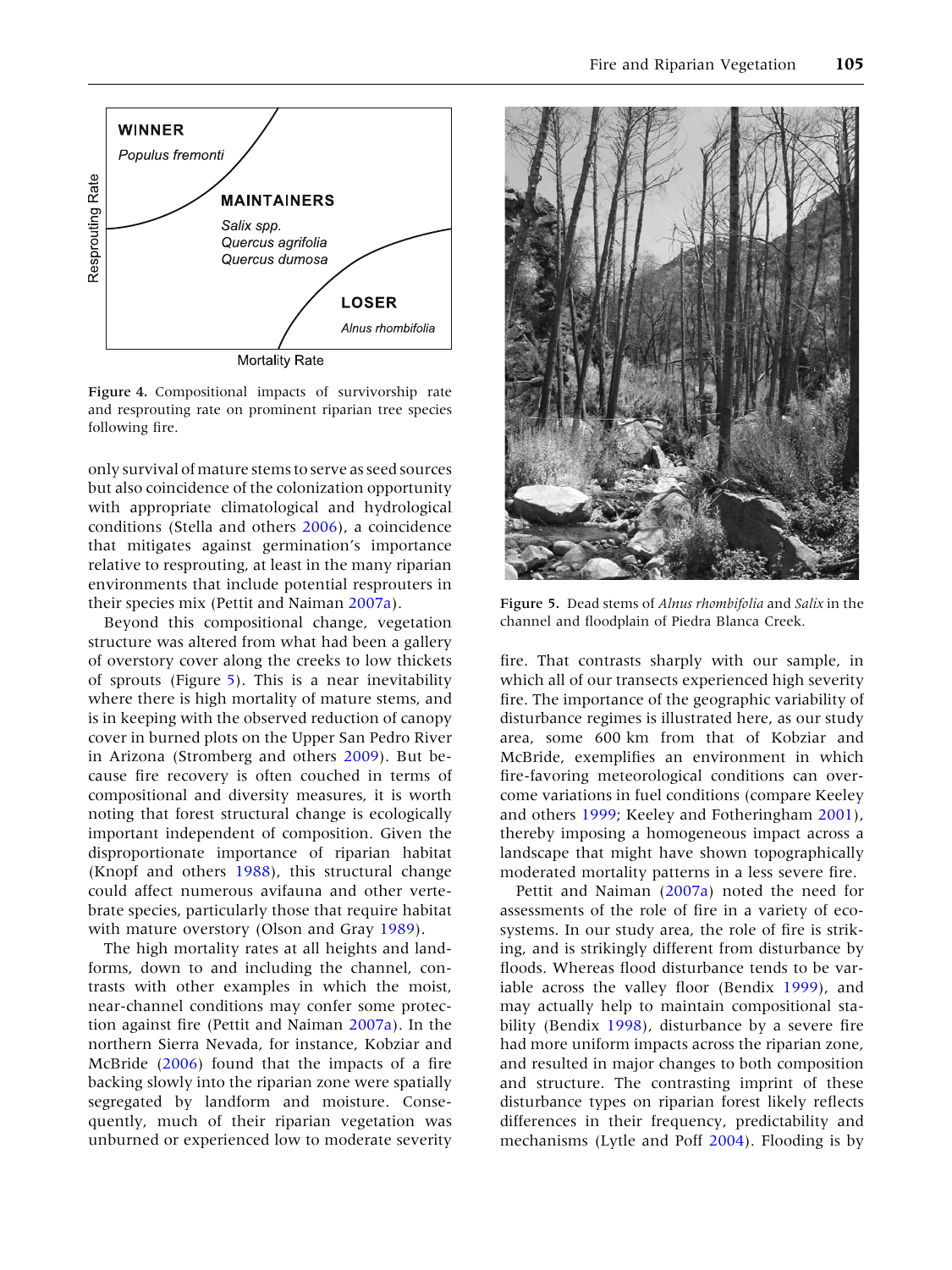WINNER
*Populus fremonti*

MAINTAINERS
*Salix spp.*
*Quercus agrifolia*
*Quercus dumosa*

LOSER
*Alnus rhombifolia*

Resprouting Rate

Mortality Rate

**Figure 4.** Compositional impacts of survivorship rate and resprouting rate on prominent riparian tree species following fire.

only survival of mature stems to serve as seed sources but also coincidence of the colonization opportunity with appropriate climatological and hydrological conditions (Stella and others 2006), a coincidence that mitigates against germination's importance relative to resprouting, at least in the many riparian environments that include potential resprouters in their species mix (Pettit and Naiman 2007a).

Beyond this compositional change, vegetation structure was altered from what had been a gallery of overstory cover along the creeks to low thickets of sprouts (Figure 5). This is a near inevitability where there is high mortality of mature stems, and is in keeping with the observed reduction of canopy cover in burned plots on the Upper San Pedro River in Arizona (Stromberg and others 2009). But because fire recovery is often couched in terms of compositional and diversity measures, it is worth noting that forest structural change is ecologically important independent of composition. Given the disproportionate importance of riparian habitat (Knopf and others 1988), this structural change could affect numerous avifauna and other vertebrate species, particularly those that require habitat with mature overstory (Olson and Gray 1989).

The high mortality rates at all heights and landforms, down to and including the channel, contrasts with other examples in which the moist, near-channel conditions may confer some protection against fire (Pettit and Naiman 2007a). In the northern Sierra Nevada, for instance, Kobziar and McBride (2006) found that the impacts of a fire backing slowly into the riparian zone were spatially segregated by landform and moisture. Consequently, much of their riparian vegetation was unburned or experienced low to moderate severity fire. That contrasts sharply with our sample, in which all of our transects experienced high severity fire. The importance of the geographic variability of disturbance regimes is illustrated here, as our study area, some 600 km from that of Kobziar and McBride, exemplifies an environment in which fire-favoring meteorological conditions can overcome variations in fuel conditions (compare Keeley and others 1999; Keeley and Fotheringham 2001), thereby imposing a homogeneous impact across a landscape that might have shown topographically moderated mortality patterns in a less severe fire.

Pettit and Naiman (2007a) noted the need for assessments of the role of fire in a variety of ecosystems. In our study area, the role of fire is striking, and is strikingly different from disturbance by floods. Whereas flood disturbance tends to be variable across the valley floor (Bendix 1999), and may actually help to maintain compositional stability (Bendix 1998), disturbance by a severe fire had more uniform impacts across the riparian zone, and resulted in major changes to both composition and structure. The contrasting imprint of these disturbance types on riparian forest likely reflects differences in their frequency, predictability and mechanisms (Lytle and Poff 2004). Flooding is by

**Figure 5.** Dead stems of *Alnus rhombifolia* and *Salix* in the channel and floodplain of Piedra Blanca Creek.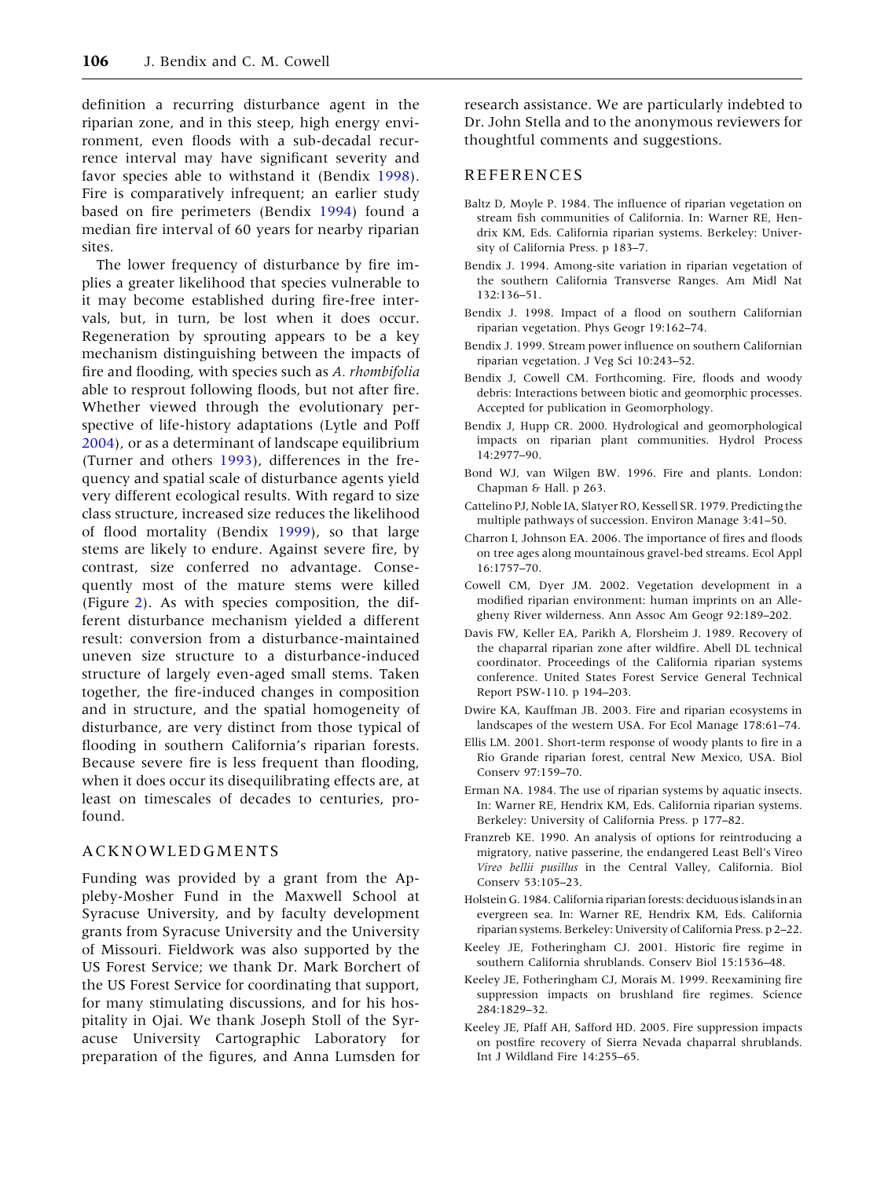definition a recurring disturbance agent in the riparian zone, and in this steep, high energy environment, even floods with a sub-decadal recurrence interval may have significant severity and favor species able to withstand it (Bendix 1998). Fire is comparatively infrequent; an earlier study based on fire perimeters (Bendix 1994) found a median fire interval of 60 years for nearby riparian sites.

The lower frequency of disturbance by fire implies a greater likelihood that species vulnerable to it may become established during fire-free intervals, but, in turn, be lost when it does occur. Regeneration by sprouting appears to be a key mechanism distinguishing between the impacts of fire and flooding, with species such as *A. rhombifolia* able to resprout following floods, but not after fire. Whether viewed through the evolutionary perspective of life-history adaptations (Lytle and Poff 2004), or as a determinant of landscape equilibrium (Turner and others 1993), differences in the frequency and spatial scale of disturbance agents yield very different ecological results. With regard to size class structure, increased size reduces the likelihood of flood mortality (Bendix 1999), so that large stems are likely to endure. Against severe fire, by contrast, size conferred no advantage. Consequently most of the mature stems were killed (Figure 2). As with species composition, the different disturbance mechanism yielded a different result: conversion from a disturbance-maintained uneven size structure to a disturbance-induced structure of largely even-aged small stems. Taken together, the fire-induced changes in composition and in structure, and the spatial homogeneity of disturbance, are very distinct from those typical of flooding in southern California's riparian forests. Because severe fire is less frequent than flooding, when it does occur its disequilibrating effects are, at least on timescales of decades to centuries, profound.

## ACKNOWLEDGMENTS

Funding was provided by a grant from the Appleby-Mosher Fund in the Maxwell School at Syracuse University, and by faculty development grants from Syracuse University and the University of Missouri. Fieldwork was also supported by the US Forest Service; we thank Dr. Mark Borchert of the US Forest Service for coordinating that support, for many stimulating discussions, and for his hospitality in Ojai. We thank Joseph Stoll of the Syracuse University Cartographic Laboratory for preparation of the figures, and Anna Lumsden for research assistance. We are particularly indebted to Dr. John Stella and to the anonymous reviewers for thoughtful comments and suggestions.

## REFERENCES

Baltz D, Moyle P. 1984. The influence of riparian vegetation on stream fish communities of California. In: Warner RE, Hendrix KM, Eds. California riparian systems. Berkeley: University of California Press. p 183–7.

Bendix J. 1994. Among-site variation in riparian vegetation of the southern California Transverse Ranges. Am Midl Nat 132:136–51.

Bendix J. 1998. Impact of a flood on southern Californian riparian vegetation. Phys Geogr 19:162–74.

Bendix J. 1999. Stream power influence on southern Californian riparian vegetation. J Veg Sci 10:243–52.

Bendix J, Cowell CM. Forthcoming. Fire, floods and woody debris: Interactions between biotic and geomorphic processes. Accepted for publication in Geomorphology.

Bendix J, Hupp CR. 2000. Hydrological and geomorphological impacts on riparian plant communities. Hydrol Process 14:2977–90.

Bond WJ, van Wilgen BW. 1996. Fire and plants. London: Chapman & Hall. p 263.

Cattelino PJ, Noble IA, Slatyer RO, Kessell SR. 1979. Predicting the multiple pathways of succession. Environ Manage 3:41–50.

Charron I, Johnson EA. 2006. The importance of fires and floods on tree ages along mountainous gravel-bed streams. Ecol Appl 16:1757–70.

Cowell CM, Dyer JM. 2002. Vegetation development in a modified riparian environment: human imprints on an Allegheny River wilderness. Ann Assoc Am Geogr 92:189–202.

Davis FW, Keller EA, Parikh A, Florsheim J. 1989. Recovery of the chaparral riparian zone after wildfire. Abell DL technical coordinator. Proceedings of the California riparian systems conference. United States Forest Service General Technical Report PSW-110. p 194–203.

Dwire KA, Kauffman JB. 2003. Fire and riparian ecosystems in landscapes of the western USA. For Ecol Manage 178:61–74.

Ellis LM. 2001. Short-term response of woody plants to fire in a Rio Grande riparian forest, central New Mexico, USA. Biol Conserv 97:159–70.

Erman NA. 1984. The use of riparian systems by aquatic insects. In: Warner RE, Hendrix KM, Eds. California riparian systems. Berkeley: University of California Press. p 177–82.

Franzreb KE. 1990. An analysis of options for reintroducing a migratory, native passerine, the endangered Least Bell's Vireo *Vireo bellii pusillus* in the Central Valley, California. Biol Conserv 53:105–23.

Holstein G. 1984. California riparian forests: deciduous islands in an evergreen sea. In: Warner RE, Hendrix KM, Eds. California riparian systems. Berkeley: University of California Press. p 2–22.

Keeley JE, Fotheringham CJ. 2001. Historic fire regime in southern California shrublands. Conserv Biol 15:1536–48.

Keeley JE, Fotheringham CJ, Morais M. 1999. Reexamining fire suppression impacts on brushland fire regimes. Science 284:1829–32.

Keeley JE, Pfaff AH, Safford HD. 2005. Fire suppression impacts on postfire recovery of Sierra Nevada chaparral shrublands. Int J Wildland Fire 14:255–65.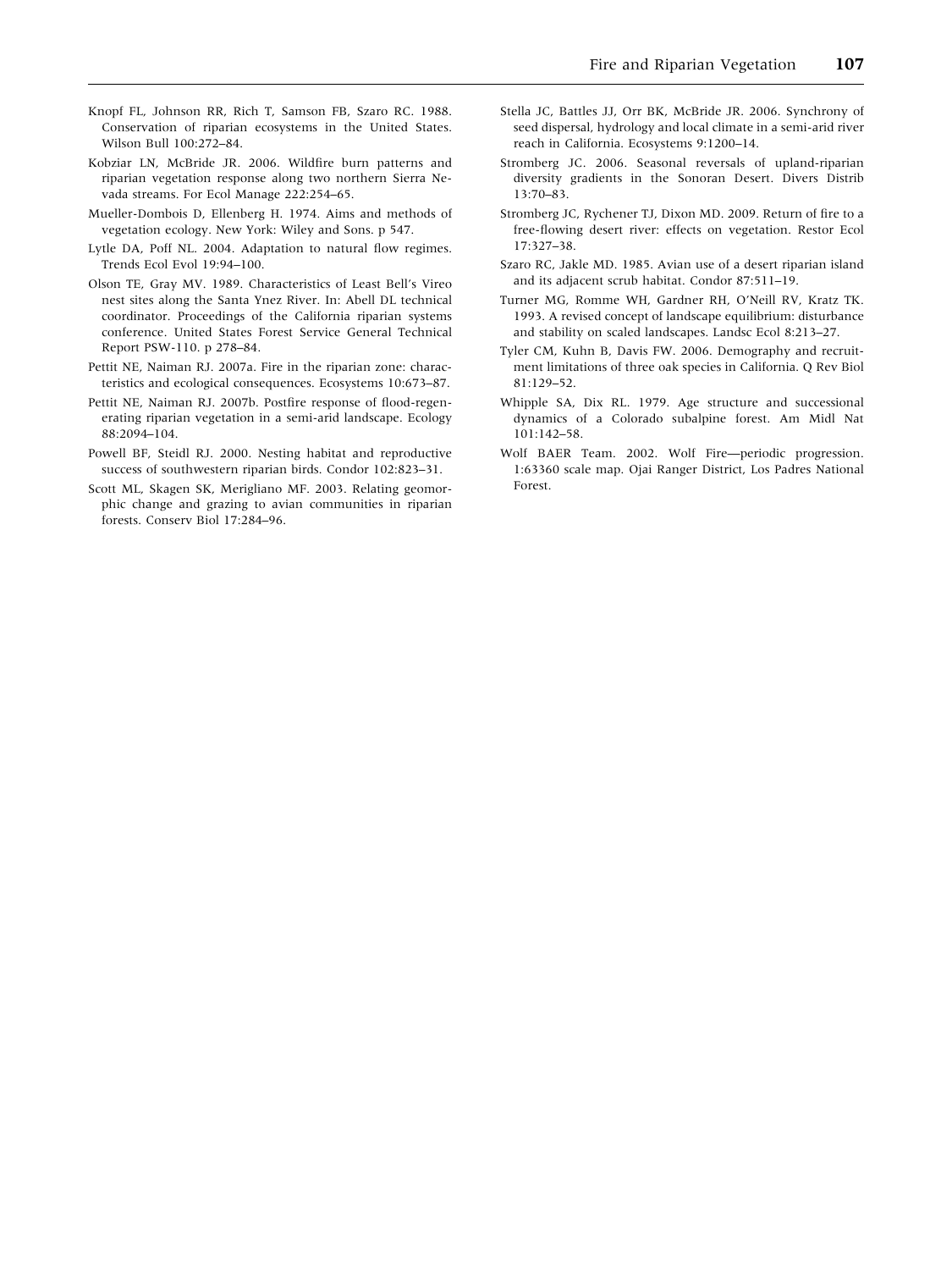Knopf FL, Johnson RR, Rich T, Samson FB, Szaro RC. 1988. Conservation of riparian ecosystems in the United States. Wilson Bull 100:272–84.

Kobziar LN, McBride JR. 2006. Wildfire burn patterns and riparian vegetation response along two northern Sierra Nevada streams. For Ecol Manage 222:254–65.

Mueller-Dombois D, Ellenberg H. 1974. Aims and methods of vegetation ecology. New York: Wiley and Sons. p 547.

Lytle DA, Poff NL. 2004. Adaptation to natural flow regimes. Trends Ecol Evol 19:94–100.

Olson TE, Gray MV. 1989. Characteristics of Least Bell's Vireo nest sites along the Santa Ynez River. In: Abell DL technical coordinator. Proceedings of the California riparian systems conference. United States Forest Service General Technical Report PSW-110. p 278–84.

Pettit NE, Naiman RJ. 2007a. Fire in the riparian zone: characteristics and ecological consequences. Ecosystems 10:673–87.

Pettit NE, Naiman RJ. 2007b. Postfire response of flood-regenerating riparian vegetation in a semi-arid landscape. Ecology 88:2094–104.

Powell BF, Steidl RJ. 2000. Nesting habitat and reproductive success of southwestern riparian birds. Condor 102:823–31.

Scott ML, Skagen SK, Merigliano MF. 2003. Relating geomorphic change and grazing to avian communities in riparian forests. Conserv Biol 17:284–96.

Stella JC, Battles JJ, Orr BK, McBride JR. 2006. Synchrony of seed dispersal, hydrology and local climate in a semi-arid river reach in California. Ecosystems 9:1200–14.

Stromberg JC. 2006. Seasonal reversals of upland-riparian diversity gradients in the Sonoran Desert. Divers Distrib 13:70–83.

Stromberg JC, Rychener TJ, Dixon MD. 2009. Return of fire to a free-flowing desert river: effects on vegetation. Restor Ecol 17:327–38.

Szaro RC, Jakle MD. 1985. Avian use of a desert riparian island and its adjacent scrub habitat. Condor 87:511–19.

Turner MG, Romme WH, Gardner RH, O'Neill RV, Kratz TK. 1993. A revised concept of landscape equilibrium: disturbance and stability on scaled landscapes. Landsc Ecol 8:213–27.

Tyler CM, Kuhn B, Davis FW. 2006. Demography and recruitment limitations of three oak species in California. Q Rev Biol 81:129–52.

Whipple SA, Dix RL. 1979. Age structure and successional dynamics of a Colorado subalpine forest. Am Midl Nat 101:142–58.

Wolf BAER Team. 2002. Wolf Fire—periodic progression. 1:63360 scale map. Ojai Ranger District, Los Padres National Forest.